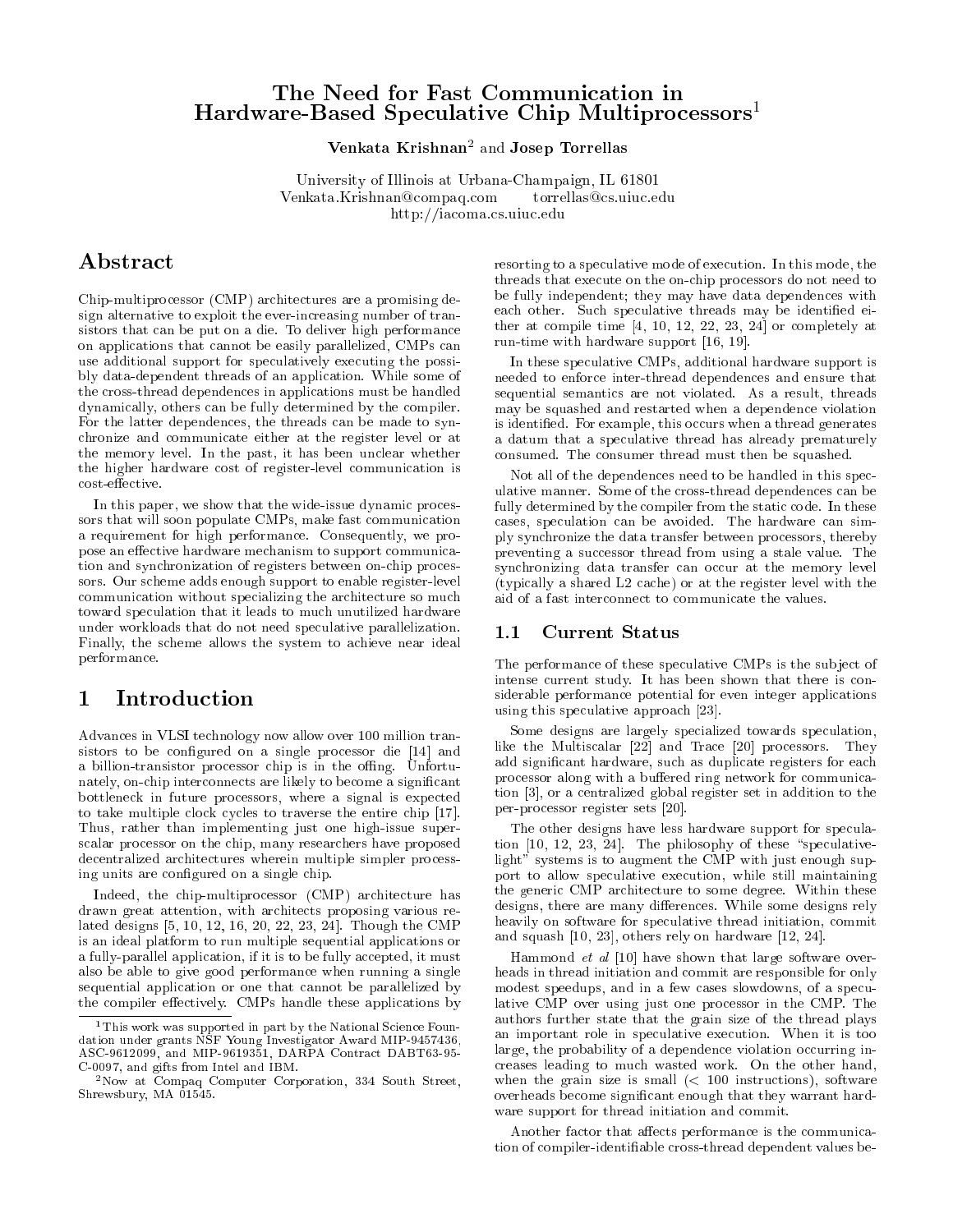# The Need for Fast Communication in Hardware-Based Speculative Chip Multiprocessors[1]

**Venkata Krishnan**[2] and **Josep Torrellas**

University of Illinois at Urbana-Champaign, IL 61801
Venkata.Krishnan@compaq.com torrellas@cs.uiuc.edu
http://iacoma.cs.uiuc.edu

## Abstract

Chip-multiprocessor (CMP) architectures are a promising design alternative to exploit the ever-increasing number of transistors that can be put on a die. To deliver high performance on applications that cannot be easily parallelized, CMPs can use additional support for speculatively executing the possibly data-dependent threads of an application. While some of the cross-thread dependences in applications must be handled dynamically, others can be fully determined by the compiler. For the latter dependences, the threads can be made to synchronize and communicate either at the register level or at the memory level. In the past, it has been unclear whether the higher hardware cost of register-level communication is cost-effective.

In this paper, we show that the wide-issue dynamic processors that will soon populate CMPs, make fast communication a requirement for high performance. Consequently, we propose an effective hardware mechanism to support communication and synchronization of registers between on-chip processors. Our scheme adds enough support to enable register-level communication without specializing the architecture so much toward speculation that it leads to much unutilized hardware under workloads that do not need speculative parallelization. Finally, the scheme allows the system to achieve near ideal performance.

## 1 Introduction

Advances in VLSI technology now allow over 100 million transistors to be configured on a single processor die [14] and a billion-transistor processor chip is in the offing. Unfortunately, on-chip interconnects are likely to become a significant bottleneck in future processors, where a signal is expected to take multiple clock cycles to traverse the entire chip [17]. Thus, rather than implementing just one high-issue superscalar processor on the chip, many researchers have proposed decentralized architectures wherein multiple simpler processing units are configured on a single chip.

Indeed, the chip-multiprocessor (CMP) architecture has drawn great attention, with architects proposing various related designs [5, 10, 12, 16, 20, 22, 23, 24]. Though the CMP is an ideal platform to run multiple sequential applications or a fully-parallel application, if it is to be fully accepted, it must also be able to give good performance when running a single sequential application or one that cannot be parallelized by the compiler effectively. CMPs handle these applications by resorting to a speculative mode of execution. In this mode, the threads that execute on the on-chip processors do not need to be fully independent; they may have data dependences with each other. Such speculative threads may be identified either at compile time [4, 10, 12, 22, 23, 24] or completely at run-time with hardware support [16, 19].

In these speculative CMPs, additional hardware support is needed to enforce inter-thread dependences and ensure that sequential semantics are not violated. As a result, threads may be squashed and restarted when a dependence violation is identified. For example, this occurs when a thread generates a datum that a speculative thread has already prematurely consumed. The consumer thread must then be squashed.

Not all of the dependences need to be handled in this speculative manner. Some of the cross-thread dependences can be fully determined by the compiler from the static code. In these cases, speculation can be avoided. The hardware can simply synchronize the data transfer between processors, thereby preventing a successor thread from using a stale value. The synchronizing data transfer can occur at the memory level (typically a shared L2 cache) or at the register level with the aid of a fast interconnect to communicate the values.

### 1.1 Current Status

The performance of these speculative CMPs is the subject of intense current study. It has been shown that there is considerable performance potential for even integer applications using this speculative approach [23].

Some designs are largely specialized towards speculation, like the Multiscalar [22] and Trace [20] processors. They add significant hardware, such as duplicate registers for each processor along with a buffered ring network for communication [3], or a centralized global register set in addition to the per-processor register sets [20].

The other designs have less hardware support for speculation [10, 12, 23, 24]. The philosophy of these "speculative-light" systems is to augment the CMP with just enough support to allow speculative execution, while still maintaining the generic CMP architecture to some degree. Within these designs, there are many differences. While some designs rely heavily on software for speculative thread initiation, commit and squash [10, 23], others rely on hardware [12, 24].

Hammond *et al* [10] have shown that large software overheads in thread initiation and commit are responsible for only modest speedups, and in a few cases slowdowns, of a speculative CMP over using just one processor in the CMP. The authors further state that the grain size of the thread plays an important role in speculative execution. When it is too large, the probability of a dependence violation occurring increases leading to much wasted work. On the other hand, when the grain size is small (< 100 instructions), software overheads become significant enough that they warrant hardware support for thread initiation and commit.

Another factor that affects performance is the communication of compiler-identifiable cross-thread dependent values be-

[1] This work was supported in part by the National Science Foundation under grants NSF Young Investigator Award MIP-9457436, ASC-9612099, and MIP-9619351, DARPA Contract DABT63-95-C-0097, and gifts from Intel and IBM.

[2] Now at Compaq Computer Corporation, 334 South Street, Shrewsbury, MA 01545.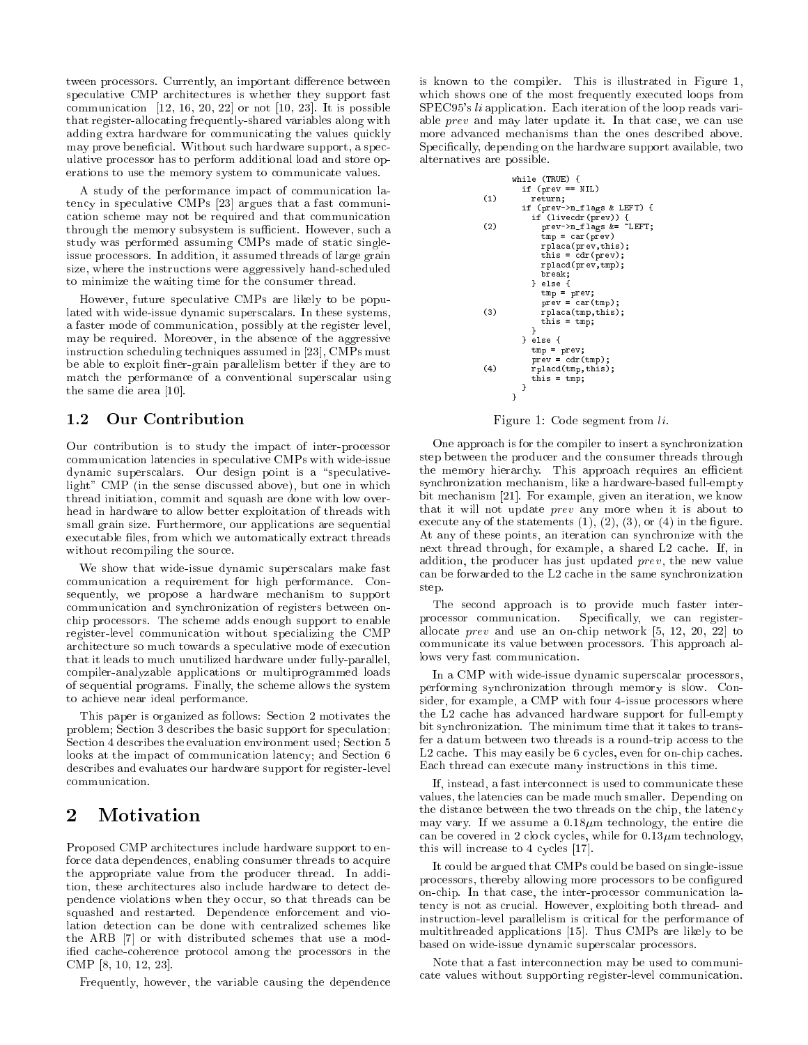tween processors. Currently, an important difference between speculative CMP architectures is whether they support fast communication [12, 16, 20, 22] or not [10, 23]. It is possible that register-allocating frequently-shared variables along with adding extra hardware for communicating the values quickly may prove beneficial. Without such hardware support, a speculative processor has to perform additional load and store operations to use the memory system to communicate values.

A study of the performance impact of communication latency in speculative CMPs [23] argues that a fast communication scheme may not be required and that communication through the memory subsystem is sufficient. However, such a study was performed assuming CMPs made of static single-issue processors. In addition, it assumed threads of large grain size, where the instructions were aggressively hand-scheduled to minimize the waiting time for the consumer thread.

However, future speculative CMPs are likely to be populated with wide-issue dynamic superscalars. In these systems, a faster mode of communication, possibly at the register level, may be required. Moreover, in the absence of the aggressive instruction scheduling techniques assumed in [23], CMPs must be able to exploit finer-grain parallelism better if they are to match the performance of a conventional superscalar using the same die area [10].

### 1.2 Our Contribution

Our contribution is to study the impact of inter-processor communication latencies in speculative CMPs with wide-issue dynamic superscalars. Our design point is a "speculative-light" CMP (in the sense discussed above), but one in which thread initiation, commit and squash are done with low overhead in hardware to allow better exploitation of threads with small grain size. Furthermore, our applications are sequential executable files, from which we automatically extract threads without recompiling the source.

We show that wide-issue dynamic superscalars make fast communication a requirement for high performance. Consequently, we propose a hardware mechanism to support communication and synchronization of registers between on-chip processors. The scheme adds enough support to enable register-level communication without specializing the CMP architecture so much towards a speculative mode of execution that it leads to much unutilized hardware under fully-parallel, compiler-analyzable applications or multiprogrammed loads of sequential programs. Finally, the scheme allows the system to achieve near ideal performance.

This paper is organized as follows: Section 2 motivates the problem; Section 3 describes the basic support for speculation; Section 4 describes the evaluation environment used; Section 5 looks at the impact of communication latency; and Section 6 describes and evaluates our hardware support for register-level communication.

## 2 Motivation

Proposed CMP architectures include hardware support to enforce data dependences, enabling consumer threads to acquire the appropriate value from the producer thread. In addition, these architectures also include hardware to detect dependence violations when they occur, so that threads can be squashed and restarted. Dependence enforcement and violation detection can be done with centralized schemes like the ARB [7] or with distributed schemes that use a modified cache-coherence protocol among the processors in the CMP [8, 10, 12, 23].

Frequently, however, the variable causing the dependence is known to the compiler. This is illustrated in Figure 1, which shows one of the most frequently executed loops from SPEC95's *li* application. Each iteration of the loop reads variable *prev* and may later update it. In that case, we can use more advanced mechanisms than the ones described above. Specifically, depending on the hardware support available, two alternatives are possible.

```
        while (TRUE) {
          if (prev == NIL)
(1)         return;
          if (prev->n_flags & LEFT) {
            if (livecdr(prev)) {
(2)           prev->n_flags &= ~LEFT;
              tmp = car(prev)
              rplaca(prev,this);
              this = cdr(prev);
              rplacd(prev,tmp);
              break;
            } else {
              tmp = prev;
              prev = car(tmp);
(3)           rplaca(tmp,this);
              this = tmp;
            }
          } else {
            tmp = prev;
            prev = cdr(tmp);
(4)         rplacd(tmp,this);
            this = tmp;
          }
        }
```

Figure 1: Code segment from *li*.

One approach is for the compiler to insert a synchronization step between the producer and the consumer threads through the memory hierarchy. This approach requires an efficient synchronization mechanism, like a hardware-based full-empty bit mechanism [21]. For example, given an iteration, we know that it will not update *prev* any more when it is about to execute any of the statements (1), (2), (3), or (4) in the figure. At any of these points, an iteration can synchronize with the next thread through, for example, a shared L2 cache. If, in addition, the producer has just updated *prev*, the new value can be forwarded to the L2 cache in the same synchronization step.

The second approach is to provide much faster inter-processor communication. Specifically, we can register-allocate *prev* and use an on-chip network [5, 12, 20, 22] to communicate its value between processors. This approach allows very fast communication.

In a CMP with wide-issue dynamic superscalar processors, performing synchronization through memory is slow. Consider, for example, a CMP with four 4-issue processors where the L2 cache has advanced hardware support for full-empty bit synchronization. The minimum time that it takes to transfer a datum between two threads is a round-trip access to the L2 cache. This may easily be 6 cycles, even for on-chip caches. Each thread can execute many instructions in this time.

If, instead, a fast interconnect is used to communicate these values, the latencies can be made much smaller. Depending on the distance between the two threads on the chip, the latency may vary. If we assume a $0.18\mu$m technology, the entire die can be covered in 2 clock cycles, while for $0.13\mu$m technology, this will increase to 4 cycles [17].

It could be argued that CMPs could be based on single-issue processors, thereby allowing more processors to be configured on-chip. In that case, the inter-processor communication latency is not as crucial. However, exploiting both thread- and instruction-level parallelism is critical for the performance of multithreaded applications [15]. Thus CMPs are likely to be based on wide-issue dynamic superscalar processors.

Note that a fast interconnection may be used to communicate values without supporting register-level communication.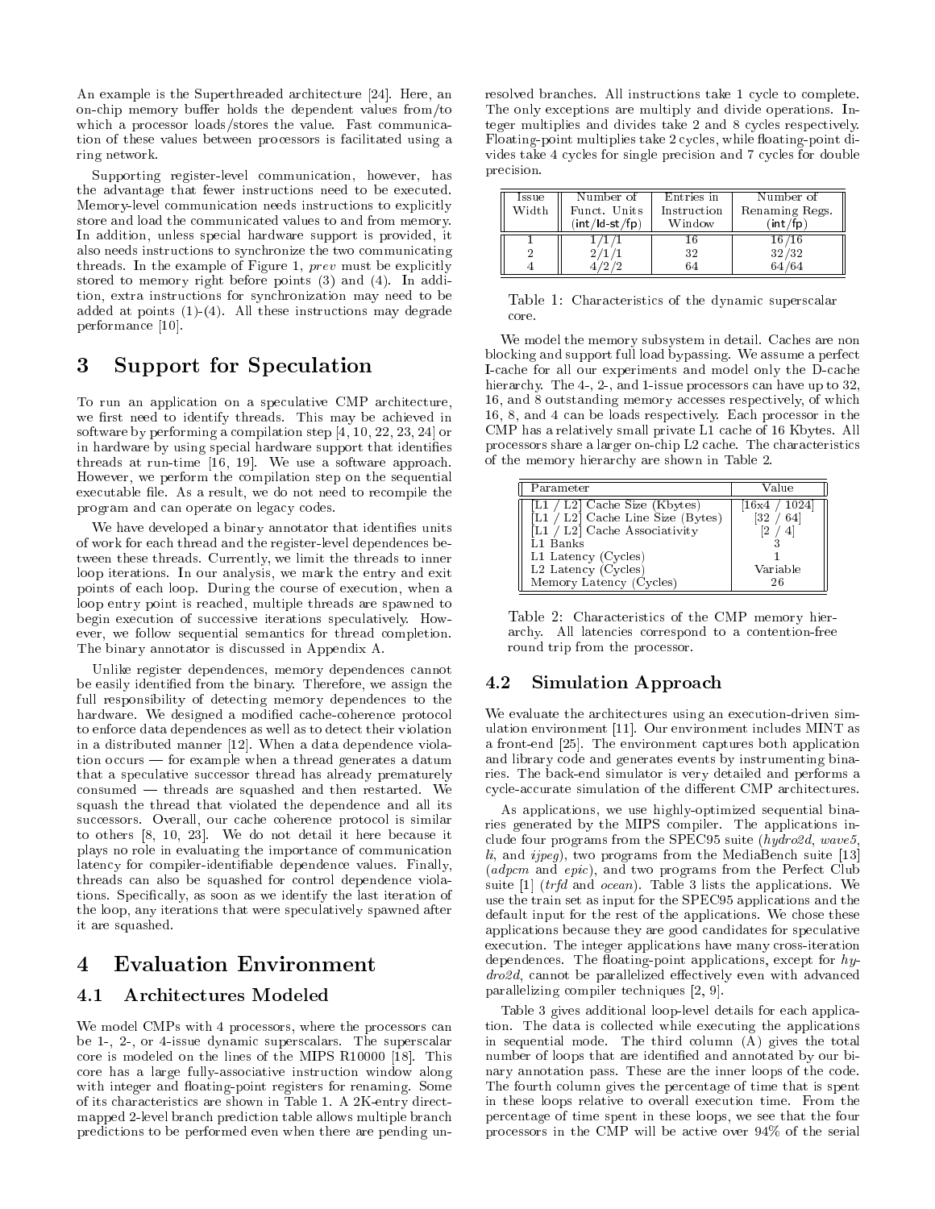An example is the Superthreaded architecture [24]. Here, an on-chip memory buffer holds the dependent values from/to which a processor loads/stores the value. Fast communication of these values between processors is facilitated using a ring network.

Supporting register-level communication, however, has the advantage that fewer instructions need to be executed. Memory-level communication needs instructions to explicitly store and load the communicated values to and from memory. In addition, unless special hardware support is provided, it also needs instructions to synchronize the two communicating threads. In the example of Figure 1, *prev* must be explicitly stored to memory right before points (3) and (4). In addition, extra instructions for synchronization may need to be added at points (1)-(4). All these instructions may degrade performance [10].

# 3 Support for Speculation

To run an application on a speculative CMP architecture, we first need to identify threads. This may be achieved in software by performing a compilation step [4, 10, 22, 23, 24] or in hardware by using special hardware support that identifies threads at run-time [16, 19]. We use a software approach. However, we perform the compilation step on the sequential executable file. As a result, we do not need to recompile the program and can operate on legacy codes.

We have developed a binary annotator that identifies units of work for each thread and the register-level dependences between these threads. Currently, we limit the threads to inner loop iterations. In our analysis, we mark the entry and exit points of each loop. During the course of execution, when a loop entry point is reached, multiple threads are spawned to begin execution of successive iterations speculatively. However, we follow sequential semantics for thread completion. The binary annotator is discussed in Appendix A.

Unlike register dependences, memory dependences cannot be easily identified from the binary. Therefore, we assign the full responsibility of detecting memory dependences to the hardware. We designed a modified cache-coherence protocol to enforce data dependences as well as to detect their violation in a distributed manner [12]. When a data dependence violation occurs — for example when a thread generates a datum that a speculative successor thread has already prematurely consumed — threads are squashed and then restarted. We squash the thread that violated the dependence and all its successors. Overall, our cache coherence protocol is similar to others [8, 10, 23]. We do not detail it here because it plays no role in evaluating the importance of communication latency for compiler-identifiable dependence values. Finally, threads can also be squashed for control dependence violations. Specifically, as soon as we identify the last iteration of the loop, any iterations that were speculatively spawned after it are squashed.

# 4 Evaluation Environment

## 4.1 Architectures Modeled

We model CMPs with 4 processors, where the processors can be 1-, 2-, or 4-issue dynamic superscalars. The superscalar core is modeled on the lines of the MIPS R10000 [18]. This core has a large fully-associative instruction window along with integer and floating-point registers for renaming. Some of its characteristics are shown in Table 1. A 2K-entry direct-mapped 2-level branch prediction table allows multiple branch predictions to be performed even when there are pending unresolved branches. All instructions take 1 cycle to complete. The only exceptions are multiply and divide operations. Integer multiplies and divides take 2 and 8 cycles respectively. Floating-point multiplies take 2 cycles, while floating-point divides take 4 cycles for single precision and 7 cycles for double precision.

| Issue Width | Number of Funct. Units (int/ld-st/fp) | Entries in Instruction Window | Number of Renaming Regs. (int/fp) |
|---|---|---|---|
| 1 | 1/1/1 | 16 | 16/16 |
| 2 | 2/1/1 | 32 | 32/32 |
| 4 | 4/2/2 | 64 | 64/64 |

Table 1: Characteristics of the dynamic superscalar core.

We model the memory subsystem in detail. Caches are non blocking and support full load bypassing. We assume a perfect I-cache for all our experiments and model only the D-cache hierarchy. The 4-, 2-, and 1-issue processors can have up to 32, 16, and 8 outstanding memory accesses respectively, of which 16, 8, and 4 can be loads respectively. Each processor in the CMP has a relatively small private L1 cache of 16 Kbytes. All processors share a larger on-chip L2 cache. The characteristics of the memory hierarchy are shown in Table 2.

| Parameter | Value |
|---|---|
| [L1 / L2] Cache Size (Kbytes) | [16x4 / 1024] |
| [L1 / L2] Cache Line Size (Bytes) | [32 / 64] |
| [L1 / L2] Cache Associativity | [2 / 4] |
| L1 Banks | 3 |
| L1 Latency (Cycles) | 1 |
| L2 Latency (Cycles) | Variable |
| Memory Latency (Cycles) | 26 |

Table 2: Characteristics of the CMP memory hierarchy. All latencies correspond to a contention-free round trip from the processor.

## 4.2 Simulation Approach

We evaluate the architectures using an execution-driven simulation environment [11]. Our environment includes MINT as a front-end [25]. The environment captures both application and library code and generates events by instrumenting binaries. The back-end simulator is very detailed and performs a cycle-accurate simulation of the different CMP architectures.

As applications, we use highly-optimized sequential binaries generated by the MIPS compiler. The applications include four programs from the SPEC95 suite (*hydro2d*, *wave5*, *li*, and *ijpeg*), two programs from the MediaBench suite [13] (*adpcm* and *epic*), and two programs from the Perfect Club suite [1] (*trfd* and *ocean*). Table 3 lists the applications. We use the train set as input for the SPEC95 applications and the default input for the rest of the applications. We chose these applications because they are good candidates for speculative execution. The integer applications have many cross-iteration dependences. The floating-point applications, except for *hydro2d*, cannot be parallelized effectively even with advanced parallelizing compiler techniques [2, 9].

Table 3 gives additional loop-level details for each application. The data is collected while executing the applications in sequential mode. The third column (A) gives the total number of loops that are identified and annotated by our binary annotation pass. These are the inner loops of the code. The fourth column gives the percentage of time that is spent in these loops relative to overall execution time. From the percentage of time spent in these loops, we see that the four processors in the CMP will be active over 94% of the serial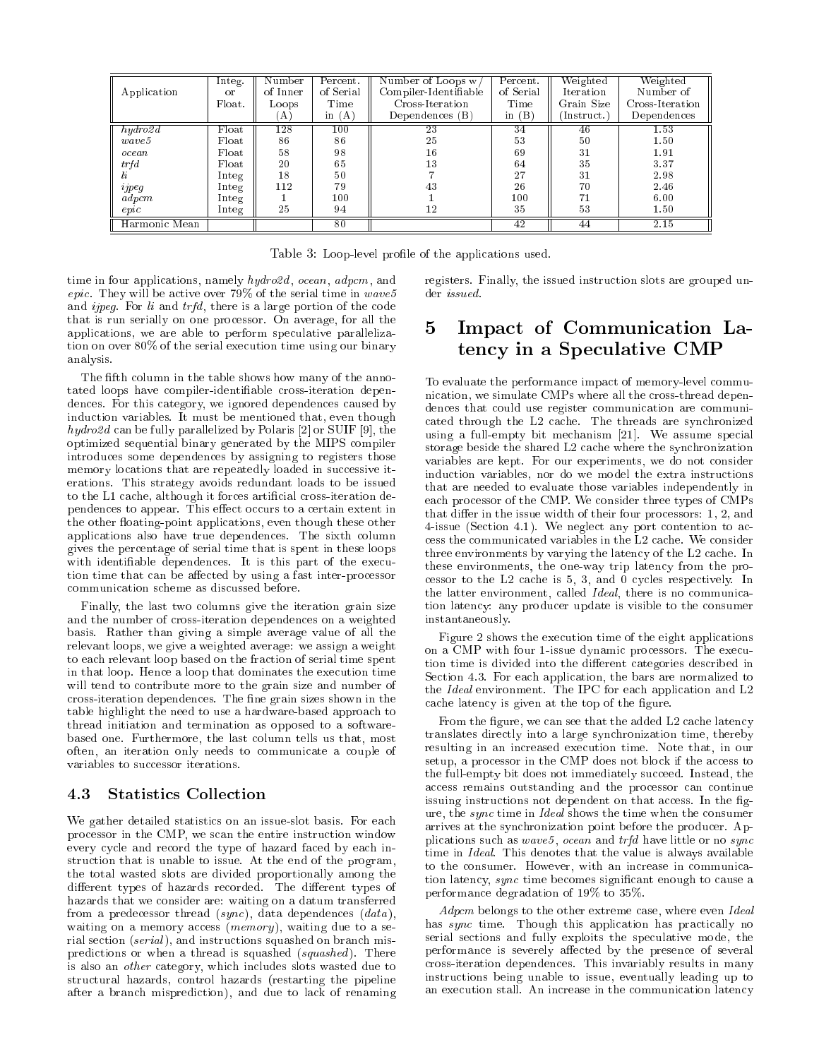| Application | Integ. or Float. | Number of Inner Loops (A) | Percent. of Serial Time in (A) | Number of Loops w/ Compiler-Identifiable Cross-Iteration Dependences (B) | Percent. of Serial Time in (B) | Weighted Iteration Grain Size (Instruct.) | Weighted Number of Cross-Iteration Dependences |
|---|---|---|---|---|---|---|---|
| *hydro2d* | Float | 128 | 100 | 23 | 34 | 46 | 1.53 |
| *wave5* | Float | 86 | 86 | 25 | 53 | 50 | 1.50 |
| *ocean* | Float | 58 | 98 | 16 | 69 | 31 | 1.91 |
| *trfd* | Float | 20 | 65 | 13 | 64 | 35 | 3.37 |
| *li* | Integ | 18 | 50 | 7 | 27 | 31 | 2.98 |
| *ijpeg* | Integ | 112 | 79 | 43 | 26 | 70 | 2.46 |
| *adpcm* | Integ | 1 | 100 | 1 | 100 | 71 | 6.00 |
| *epic* | Integ | 25 | 94 | 12 | 35 | 53 | 1.50 |
| Harmonic Mean | | | 80 | | 42 | 44 | 2.15 |

Table 3: Loop-level profile of the applications used.

time in four applications, namely *hydro2d*, *ocean*, *adpcm*, and *epic*. They will be active over 79% of the serial time in *wave5* and *ijpeg*. For *li* and *trfd*, there is a large portion of the code that is run serially on one processor. On average, for all the applications, we are able to perform speculative parallelization on over 80% of the serial execution time using our binary analysis.

The fifth column in the table shows how many of the annotated loops have compiler-identifiable cross-iteration dependences. For this category, we ignored dependences caused by induction variables. It must be mentioned that, even though *hydro2d* can be fully parallelized by Polaris [2] or SUIF [9], the optimized sequential binary generated by the MIPS compiler introduces some dependences by assigning to registers those memory locations that are repeatedly loaded in successive iterations. This strategy avoids redundant loads to be issued to the L1 cache, although it forces artificial cross-iteration dependences to appear. This effect occurs to a certain extent in the other floating-point applications, even though these other applications also have true dependences. The sixth column gives the percentage of serial time that is spent in these loops with identifiable dependences. It is this part of the execution time that can be affected by using a fast inter-processor communication scheme as discussed before.

Finally, the last two columns give the iteration grain size and the number of cross-iteration dependences on a weighted basis. Rather than giving a simple average value of all the relevant loops, we give a weighted average: we assign a weight to each relevant loop based on the fraction of serial time spent in that loop. Hence a loop that dominates the execution time will tend to contribute more to the grain size and number of cross-iteration dependences. The fine grain sizes shown in the table highlight the need to use a hardware-based approach to thread initiation and termination as opposed to a software-based one. Furthermore, the last column tells us that, most often, an iteration only needs to communicate a couple of variables to successor iterations.

### 4.3 Statistics Collection

We gather detailed statistics on an issue-slot basis. For each processor in the CMP, we scan the entire instruction window every cycle and record the type of hazard faced by each instruction that is unable to issue. At the end of the program, the total wasted slots are divided proportionally among the different types of hazards recorded. The different types of hazards that we consider are: waiting on a datum transferred from a predecessor thread (*sync*), data dependences (*data*), waiting on a memory access (*memory*), waiting due to a serial section (*serial*), and instructions squashed on branch mispredictions or when a thread is squashed (*squashed*). There is also an *other* category, which includes slots wasted due to structural hazards, control hazards (restarting the pipeline after a branch misprediction), and due to lack of renaming registers. Finally, the issued instruction slots are grouped under *issued*.

## 5 Impact of Communication Latency in a Speculative CMP

To evaluate the performance impact of memory-level communication, we simulate CMPs where all the cross-thread dependences that could use register communication are communicated through the L2 cache. The threads are synchronized using a full-empty bit mechanism [21]. We assume special storage beside the shared L2 cache where the synchronization variables are kept. For our experiments, we do not consider induction variables, nor do we model the extra instructions that are needed to evaluate those variables independently in each processor of the CMP. We consider three types of CMPs that differ in the issue width of their four processors: 1, 2, and 4-issue (Section 4.1). We neglect any port contention to access the communicated variables in the L2 cache. We consider three environments by varying the latency of the L2 cache. In these environments, the one-way trip latency from the processor to the L2 cache is 5, 3, and 0 cycles respectively. In the latter environment, called *Ideal*, there is no communication latency: any producer update is visible to the consumer instantaneously.

Figure 2 shows the execution time of the eight applications on a CMP with four 1-issue dynamic processors. The execution time is divided into the different categories described in Section 4.3. For each application, the bars are normalized to the *Ideal* environment. The IPC for each application and L2 cache latency is given at the top of the figure.

From the figure, we can see that the added L2 cache latency translates directly into a large synchronization time, thereby resulting in an increased execution time. Note that, in our setup, a processor in the CMP does not block if the access to the full-empty bit does not immediately succeed. Instead, the access remains outstanding and the processor can continue issuing instructions not dependent on that access. In the figure, the *sync* time in *Ideal* shows the time when the consumer arrives at the synchronization point before the producer. Applications such as *wave5*, *ocean* and *trfd* have little or no *sync* time in *Ideal*. This denotes that the value is always available to the consumer. However, with an increase in communication latency, *sync* time becomes significant enough to cause a performance degradation of 19% to 35%.

*Adpcm* belongs to the other extreme case, where even *Ideal* has *sync* time. Though this application has practically no serial sections and fully exploits the speculative mode, the performance is severely affected by the presence of several cross-iteration dependences. This invariably results in many instructions being unable to issue, eventually leading up to an execution stall. An increase in the communication latency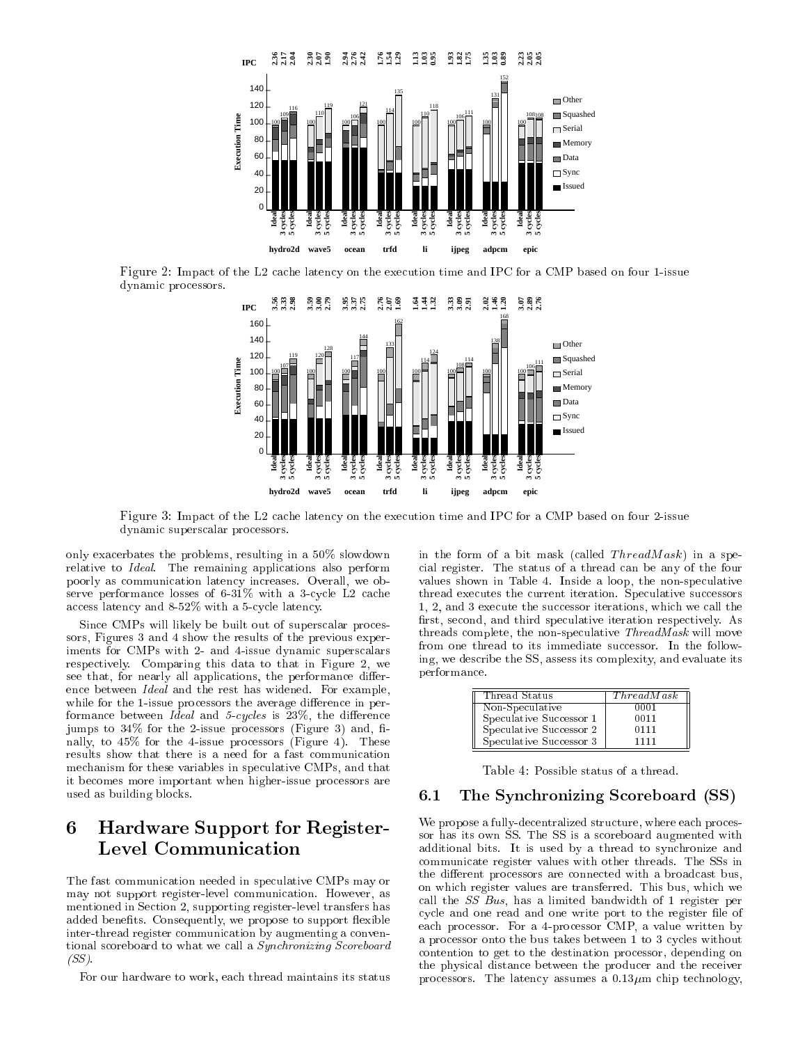IPC

hydro2d: 2.36 2.17 2.04 | wave5: 2.30 2.07 1.90 | ocean: 2.94 2.76 2.42 | trfd: 1.76 1.54 1.29 | li: 1.13 1.03 0.95 | ijpeg: 1.93 1.82 1.75 | adpcm: 1.35 1.03 0.89 | epic: 2.23 2.05 2.05

Execution Time

0 20 40 60 80 100 120 140

100 109 116 | 100 110 119 | 100 106 121 | 100 114 135 | 100 110 118 | 100 106 111 | 100 131 152 | 100 108 108

Ideal 3 cycles 5 cycles

hydro2d wave5 ocean trfd li ijpeg adpcm epic

Other, Squashed, Serial, Memory, Data, Sync, Issued

Figure 2: Impact of the L2 cache latency on the execution time and IPC for a CMP based on four 1-issue dynamic processors.

IPC

hydro2d: 3.56 3.33 2.98 | wave5: 3.59 3.00 2.79 | ocean: 3.95 3.37 2.75 | trfd: 2.76 2.07 1.69 | li: 1.64 1.44 1.32 | ijpeg: 3.33 3.09 2.91 | adpcm: 2.02 1.46 1.20 | epic: 3.07 2.89 2.76

Execution Time

0 20 40 60 80 100 120 140 160

100 107 119 | 100 120 128 | 100 117 144 | 100 133 162 | 100 114 124 | 100 108 114 | 100 138 168 | 100 106 111

Ideal 3 cycles 5 cycles

hydro2d wave5 ocean trfd li ijpeg adpcm epic

Other, Squashed, Serial, Memory, Data, Sync, Issued

Figure 3: Impact of the L2 cache latency on the execution time and IPC for a CMP based on four 2-issue dynamic superscalar processors.

only exacerbates the problems, resulting in a 50% slowdown relative to *Ideal*. The remaining applications also perform poorly as communication latency increases. Overall, we observe performance losses of 6-31% with a 3-cycle L2 cache access latency and 8-52% with a 5-cycle latency.

Since CMPs will likely be built out of superscalar processors, Figures 3 and 4 show the results of the previous experiments for CMPs with 2- and 4-issue dynamic superscalars respectively. Comparing this data to that in Figure 2, we see that, for nearly all applications, the performance difference between *Ideal* and the rest has widened. For example, while for the 1-issue processors the average difference in performance between *Ideal* and *5-cycles* is 23%, the difference jumps to 34% for the 2-issue processors (Figure 3) and, finally, to 45% for the 4-issue processors (Figure 4). These results show that there is a need for a fast communication mechanism for these variables in speculative CMPs, and that it becomes more important when higher-issue processors are used as building blocks.

# 6 Hardware Support for Register-Level Communication

The fast communication needed in speculative CMPs may or may not support register-level communication. However, as mentioned in Section 2, supporting register-level transfers has added benefits. Consequently, we propose to support flexible inter-thread register communication by augmenting a conventional scoreboard to what we call a *Synchronizing Scoreboard (SS)*.

For our hardware to work, each thread maintains its status in the form of a bit mask (called *ThreadMask*) in a special register. The status of a thread can be any of the four values shown in Table 4. Inside a loop, the non-speculative thread executes the current iteration. Speculative successors 1, 2, and 3 execute the successor iterations, which we call the first, second, and third speculative iteration respectively. As threads complete, the non-speculative *ThreadMask* will move from one thread to its immediate successor. In the following, we describe the SS, assess its complexity, and evaluate its performance.

| Thread Status | *ThreadMask* |
|---|---|
| Non-Speculative | 0001 |
| Speculative Successor 1 | 0011 |
| Speculative Successor 2 | 0111 |
| Speculative Successor 3 | 1111 |

Table 4: Possible status of a thread.

## 6.1 The Synchronizing Scoreboard (SS)

We propose a fully-decentralized structure, where each processor has its own SS. The SS is a scoreboard augmented with additional bits. It is used by a thread to synchronize and communicate register values with other threads. The SSs in the different processors are connected with a broadcast bus, on which register values are transferred. This bus, which we call the *SS Bus*, has a limited bandwidth of 1 register per cycle and one read and one write port to the register file of each processor. For a 4-processor CMP, a value written by a processor onto the bus takes between 1 to 3 cycles without contention to get to the destination processor, depending on the physical distance between the producer and the receiver processors. The latency assumes a 0.13$\mu$m chip technology,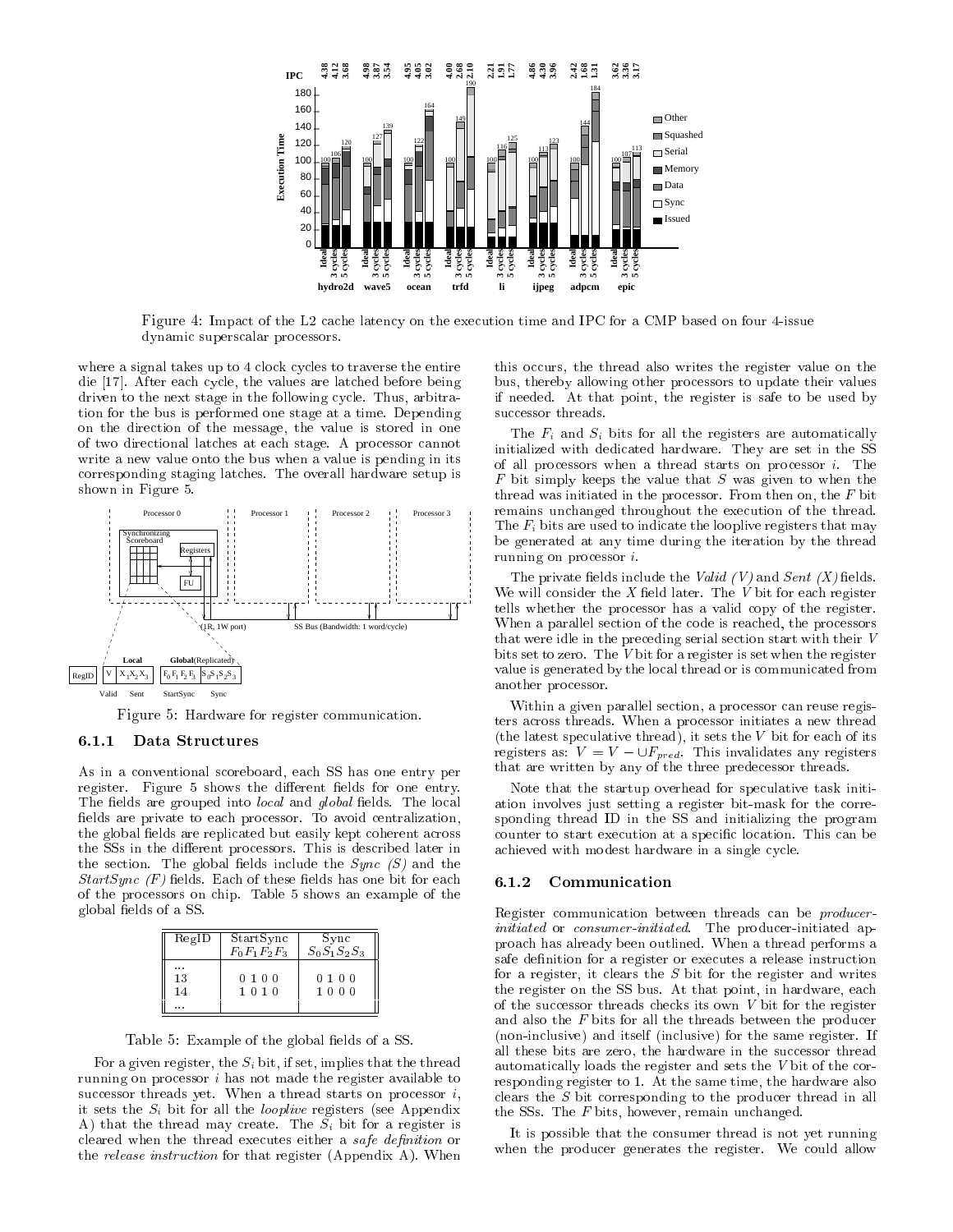IPC

4.38 4.12 3.68 | 4.98 3.87 3.54 | 4.95 4.05 3.02 | 4.00 2.68 2.10 | 2.21 1.91 1.77 | 4.86 4.30 3.96 | 2.42 1.68 1.31 | 3.62 3.36 3.17

Execution Time

180 160 140 120 100 80 60 40 20 0

100 106 120 | 100 127 139 | 100 122 164 | 100 149 190 | 100 116 125 | 100 112 123 | 100 144 184 | 100 107 113

Other
Squashed
Serial
Memory
Data
Sync
Issued

Ideal 3 cycles 5 cycles

hydro2d wave5 ocean trfd li ijpeg adpcm epic

Figure 4: Impact of the L2 cache latency on the execution time and IPC for a CMP based on four 4-issue dynamic superscalar processors.

where a signal takes up to 4 clock cycles to traverse the entire die [17]. After each cycle, the values are latched before being driven to the next stage in the following cycle. Thus, arbitration for the bus is performed one stage at a time. Depending on the direction of the message, the value is stored in one of two directional latches at each stage. A processor cannot write a new value onto the bus when a value is pending in its corresponding staging latches. The overall hardware setup is shown in Figure 5.

Processor 0 Processor 1 Processor 2 Processor 3

Synchronizing Scoreboard

Registers

FU

(1R, 1W port)

SS Bus (Bandwidth: 1 word/cycle)

Local Global(Replicated)

RegID V $X_1X_2X_3$ $F_0F_1F_2F_3$ $S_0S_1S_2S_3$

Valid Sent StartSync Sync

Figure 5: Hardware for register communication.

### 6.1.1 Data Structures

As in a conventional scoreboard, each SS has one entry per register. Figure 5 shows the different fields for one entry. The fields are grouped into *local* and *global* fields. The local fields are private to each processor. To avoid centralization, the global fields are replicated but easily kept coherent across the SSs in the different processors. This is described later in the section. The global fields include the *Sync (S)* and the *StartSync (F)* fields. Each of these fields has one bit for each of the processors on chip. Table 5 shows an example of the global fields of a SS.

| RegID | StartSync $F_0F_1F_2F_3$ | Sync $S_0S_1S_2S_3$ |
|---|---|---|
| ... | | |
| 13 | 0 1 0 0 | 0 1 0 0 |
| 14 | 1 0 1 0 | 1 0 0 0 |
| ... | | |

Table 5: Example of the global fields of a SS.

For a given register, the $S_i$ bit, if set, implies that the thread running on processor $i$ has not made the register available to successor threads yet. When a thread starts on processor $i$, it sets the $S_i$ bit for all the *looplive* registers (see Appendix A) that the thread may create. The $S_i$ bit for a register is cleared when the thread executes either a *safe definition* or the *release instruction* for that register (Appendix A). When this occurs, the thread also writes the register value on the bus, thereby allowing other processors to update their values if needed. At that point, the register is safe to be used by successor threads.

The $F_i$ and $S_i$ bits for all the registers are automatically initialized with dedicated hardware. They are set in the SS of all processors when a thread starts on processor $i$. The $F$ bit simply keeps the value that $S$ was given to when the thread was initiated in the processor. From then on, the $F$ bit remains unchanged throughout the execution of the thread. The $F_i$ bits are used to indicate the looplive registers that may be generated at any time during the iteration by the thread running on processor $i$.

The private fields include the *Valid (V)* and *Sent (X)* fields. We will consider the $X$ field later. The $V$ bit for each register tells whether the processor has a valid copy of the register. When a parallel section of the code is reached, the processors that were idle in the preceding serial section start with their $V$ bits set to zero. The $V$ bit for a register is set when the register value is generated by the local thread or is communicated from another processor.

Within a given parallel section, a processor can reuse registers across threads. When a processor initiates a new thread (the latest speculative thread), it sets the $V$ bit for each of its registers as: $V = V - \cup F_{pred}$. This invalidates any registers that are written by any of the three predecessor threads.

Note that the startup overhead for speculative task initiation involves just setting a register bit-mask for the corresponding thread ID in the SS and initializing the program counter to start execution at a specific location. This can be achieved with modest hardware in a single cycle.

### 6.1.2 Communication

Register communication between threads can be *producer-initiated* or *consumer-initiated*. The producer-initiated approach has already been outlined. When a thread performs a safe definition for a register or executes a release instruction for a register, it clears the $S$ bit for the register and writes the register on the SS bus. At that point, in hardware, each of the successor threads checks its own $V$ bit for the register and also the $F$ bits for all the threads between the producer (non-inclusive) and itself (inclusive) for the same register. If all these bits are zero, the hardware in the successor thread automatically loads the register and sets the $V$ bit of the corresponding register to 1. At the same time, the hardware also clears the $S$ bit corresponding to the producer thread in all the SSs. The $F$ bits, however, remain unchanged.

It is possible that the consumer thread is not yet running when the producer generates the register. We could allow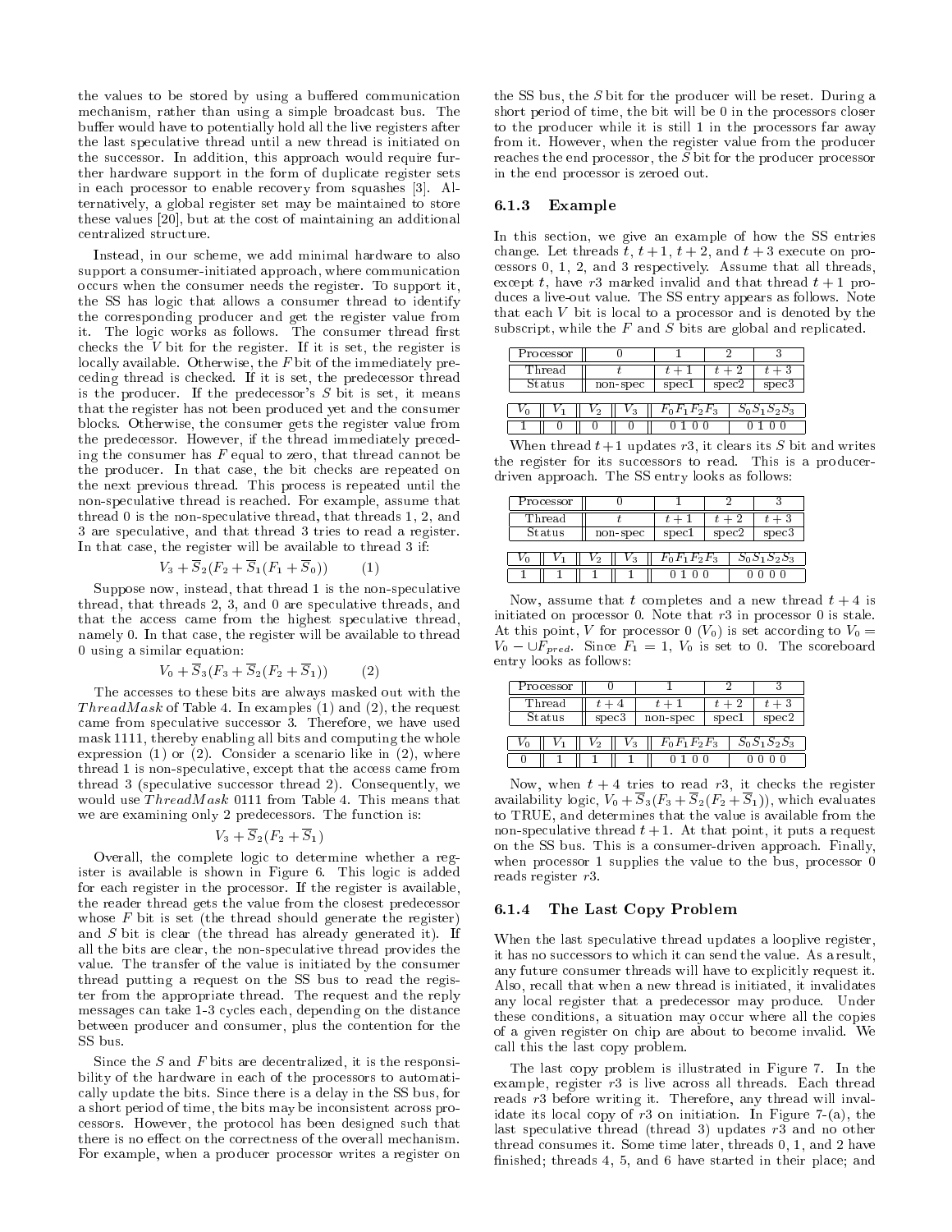the values to be stored by using a buffered communication mechanism, rather than using a simple broadcast bus. The buffer would have to potentially hold all the live registers after the last speculative thread until a new thread is initiated on the successor. In addition, this approach would require further hardware support in the form of duplicate register sets in each processor to enable recovery from squashes [3]. Alternatively, a global register set may be maintained to store these values [20], but at the cost of maintaining an additional centralized structure.

Instead, in our scheme, we add minimal hardware to also support a consumer-initiated approach, where communication occurs when the consumer needs the register. To support it, the SS has logic that allows a consumer thread to identify the corresponding producer and get the register value from it. The logic works as follows. The consumer thread first checks the $V$ bit for the register. If it is set, the register is locally available. Otherwise, the $F$ bit of the immediately preceding thread is checked. If it is set, the predecessor thread is the producer. If the predecessor's $S$ bit is set, it means that the register has not been produced yet and the consumer blocks. Otherwise, the consumer gets the register value from the predecessor. However, if the thread immediately preceding the consumer has $F$ equal to zero, that thread cannot be the producer. In that case, the bit checks are repeated on the next previous thread. This process is repeated until the non-speculative thread is reached. For example, assume that thread 0 is the non-speculative thread, that threads 1, 2, and 3 are speculative, and that thread 3 tries to read a register. In that case, the register will be available to thread 3 if:

$$V_3 + \overline{S}_2(F_2 + \overline{S}_1(F_1 + \overline{S}_0)) \qquad (1)$$

Suppose now, instead, that thread 1 is the non-speculative thread, that threads 2, 3, and 0 are speculative threads, and that the access came from the highest speculative thread, namely 0. In that case, the register will be available to thread 0 using a similar equation:

$$V_0 + \overline{S}_3(F_3 + \overline{S}_2(F_2 + \overline{S}_1)) \qquad (2)$$

The accesses to these bits are always masked out with the $ThreadMask$ of Table 4. In examples (1) and (2), the request came from speculative successor 3. Therefore, we have used mask 1111, thereby enabling all bits and computing the whole expression (1) or (2). Consider a scenario like in (2), where thread 1 is non-speculative, except that the access came from thread 3 (speculative successor thread 2). Consequently, we would use $ThreadMask$ 0111 from Table 4. This means that we are examining only 2 predecessors. The function is:

$$V_3 + \overline{S}_2(F_2 + \overline{S}_1)$$

Overall, the complete logic to determine whether a register is available is shown in Figure 6. This logic is added for each register in the processor. If the register is available, the reader thread gets the value from the closest predecessor whose $F$ bit is set (the thread should generate the register) and $S$ bit is clear (the thread has already generated it). If all the bits are clear, the non-speculative thread provides the value. The transfer of the value is initiated by the consumer thread putting a request on the SS bus to read the register from the appropriate thread. The request and the reply messages can take 1-3 cycles each, depending on the distance between producer and consumer, plus the contention for the SS bus.

Since the $S$ and $F$ bits are decentralized, it is the responsibility of the hardware in each of the processors to automatically update the bits. Since there is a delay in the SS bus, for a short period of time, the bits may be inconsistent across processors. However, the protocol has been designed such that there is no effect on the correctness of the overall mechanism. For example, when a producer processor writes a register on the SS bus, the $S$ bit for the producer will be reset. During a short period of time, the bit will be 0 in the processors closer to the producer while it is still 1 in the processors far away from it. However, when the register value from the producer reaches the end processor, the $S$ bit for the producer processor in the end processor is zeroed out.

### 6.1.3 Example

In this section, we give an example of how the SS entries change. Let threads $t$, $t+1$, $t+2$, and $t+3$ execute on processors 0, 1, 2, and 3 respectively. Assume that all threads, except $t$, have $r3$ marked invalid and that thread $t+1$ produces a live-out value. The SS entry appears as follows. Note that each $V$ bit is local to a processor and is denoted by the subscript, while the $F$ and $S$ bits are global and replicated.

| Processor | 0 | 1 | 2 | 3 |
|---|---|---|---|---|
| Thread | $t$ | $t+1$ | $t+2$ | $t+3$ |
| Status | non-spec | spec1 | spec2 | spec3 |

| $V_0$ | $V_1$ | $V_2$ | $V_3$ | $F_0F_1F_2F_3$ | $S_0S_1S_2S_3$ |
|---|---|---|---|---|---|
| 1 | 0 | 0 | 0 | 0 1 0 0 | 0 1 0 0 |

When thread $t+1$ updates $r3$, it clears its $S$ bit and writes the register for its successors to read. This is a producer-driven approach. The SS entry looks as follows:

| Processor | 0 | 1 | 2 | 3 |
|---|---|---|---|---|
| Thread | $t$ | $t+1$ | $t+2$ | $t+3$ |
| Status | non-spec | spec1 | spec2 | spec3 |

| $V_0$ | $V_1$ | $V_2$ | $V_3$ | $F_0F_1F_2F_3$ | $S_0S_1S_2S_3$ |
|---|---|---|---|---|---|
| 1 | 1 | 1 | 1 | 0 1 0 0 | 0 0 0 0 |

Now, assume that $t$ completes and a new thread $t+4$ is initiated on processor 0. Note that $r3$ in processor 0 is stale. At this point, $V$ for processor 0 ($V_0$) is set according to $V_0 = V_0 - \cup F_{pred}$. Since $F_1 = 1$, $V_0$ is set to 0. The scoreboard entry looks as follows:

| Processor | 0 | 1 | 2 | 3 |
|---|---|---|---|---|
| Thread | $t+4$ | $t+1$ | $t+2$ | $t+3$ |
| Status | spec3 | non-spec | spec1 | spec2 |

| $V_0$ | $V_1$ | $V_2$ | $V_3$ | $F_0F_1F_2F_3$ | $S_0S_1S_2S_3$ |
|---|---|---|---|---|---|
| 0 | 1 | 1 | 1 | 0 1 0 0 | 0 0 0 0 |

Now, when $t+4$ tries to read $r3$, it checks the register availability logic, $V_0 + \overline{S}_3(F_3 + \overline{S}_2(F_2 + \overline{S}_1))$, which evaluates to TRUE, and determines that the value is available from the non-speculative thread $t+1$. At that point, it puts a request on the SS bus. This is a consumer-driven approach. Finally, when processor 1 supplies the value to the bus, processor 0 reads register $r3$.

### 6.1.4 The Last Copy Problem

When the last speculative thread updates a looplive register, it has no successors to which it can send the value. As a result, any future consumer threads will have to explicitly request it. Also, recall that when a new thread is initiated, it invalidates any local register that a predecessor may produce. Under these conditions, a situation may occur where all the copies of a given register on chip are about to become invalid. We call this the last copy problem.

The last copy problem is illustrated in Figure 7. In the example, register $r3$ is live across all threads. Each thread reads $r3$ before writing it. Therefore, any thread will invalidate its local copy of $r3$ on initiation. In Figure 7-(a), the last speculative thread (thread 3) updates $r3$ and no other thread consumes it. Some time later, threads 0, 1, and 2 have finished; threads 4, 5, and 6 have started in their place; and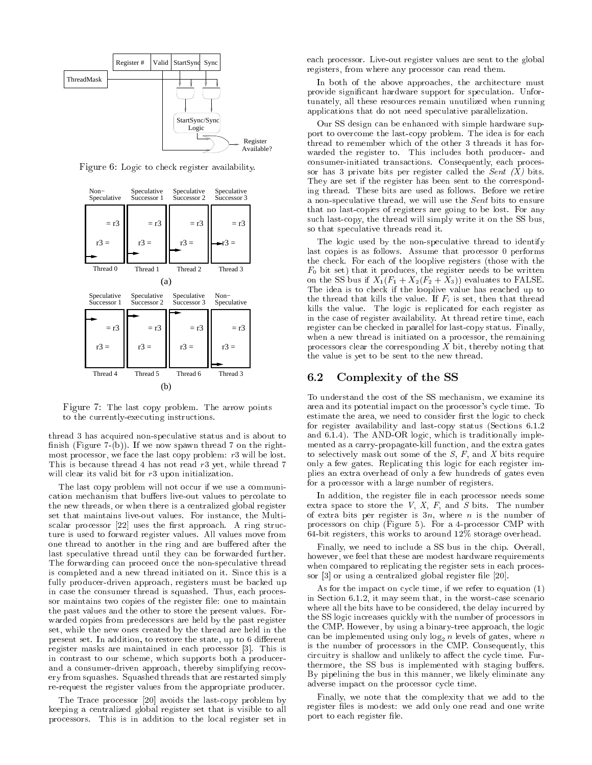Register # | Valid | StartSync | Sync

ThreadMask

StartSync/Sync Logic

Register Available?

Figure 6: Logic to check register availability.

Non-Speculative | Speculative Successor 1 | Speculative Successor 2 | Speculative Successor 3

= r3

r3 =

Thread 0 | Thread 1 | Thread 2 | Thread 3

(a)

Speculative Successor 1 | Speculative Successor 2 | Speculative Successor 3 | Non-Speculative

Thread 4 | Thread 5 | Thread 6 | Thread 3

(b)

Figure 7: The last copy problem. The arrow points to the currently-executing instructions.

thread 3 has acquired non-speculative status and is about to finish (Figure 7-(b)). If we now spawn thread 7 on the rightmost processor, we face the last copy problem: $r3$ will be lost. This is because thread 4 has not read $r3$ yet, while thread 7 will clear its valid bit for $r3$ upon initialization.

The last copy problem will not occur if we use a communication mechanism that buffers live-out values to percolate to the new threads, or when there is a centralized global register set that maintains live-out values. For instance, the Multiscalar processor [22] uses the first approach. A ring structure is used to forward register values. All values move from one thread to another in the ring and are buffered after the last speculative thread until they can be forwarded further. The forwarding can proceed once the non-speculative thread is completed and a new thread initiated on it. Since this is a fully producer-driven approach, registers must be backed up in case the consumer thread is squashed. Thus, each processor maintains two copies of the register file: one to maintain the past values and the other to store the present values. Forwarded copies from predecessors are held by the past register set, while the new ones created by the thread are held in the present set. In addition, to restore the state, up to 6 different register masks are maintained in each processor [3]. This is in contrast to our scheme, which supports both a producer- and a consumer-driven approach, thereby simplifying recovery from squashes. Squashed threads that are restarted simply re-request the register values from the appropriate producer.

The Trace processor [20] avoids the last-copy problem by keeping a centralized global register set that is visible to all processors. This is in addition to the local register set in each processor. Live-out register values are sent to the global registers, from where any processor can read them.

In both of the above approaches, the architecture must provide significant hardware support for speculation. Unfortunately, all these resources remain unutilized when running applications that do not need speculative parallelization.

Our SS design can be enhanced with simple hardware support to overcome the last-copy problem. The idea is for each thread to remember which of the other 3 threads it has forwarded the register to. This includes both producer- and consumer-initiated transactions. Consequently, each processor has 3 private bits per register called the *Sent (X)* bits. They are set if the register has been sent to the corresponding thread. These bits are used as follows. Before we retire a non-speculative thread, we will use the *Sent* bits to ensure that no last-copies of registers are going to be lost. For any such last-copy, the thread will simply write it on the SS bus, so that speculative threads read it.

The logic used by the non-speculative thread to identify last copies is as follows. Assume that processor 0 performs the check. For each of the looplive registers (those with the $F_0$ bit set) that it produces, the register needs to be written on the SS bus if $X_1(F_1 + X_2(F_2 + X_3))$ evaluates to FALSE. The idea is to check if the looplive value has reached up to the thread that kills the value. If $F_i$ is set, then that thread kills the value. The logic is replicated for each register as in the case of register availability. At thread retire time, each register can be checked in parallel for last-copy status. Finally, when a new thread is initiated on a processor, the remaining processors clear the corresponding $X$ bit, thereby noting that the value is yet to be sent to the new thread.

## 6.2 Complexity of the SS

To understand the cost of the SS mechanism, we examine its area and its potential impact on the processor's cycle time. To estimate the area, we need to consider first the logic to check for register availability and last-copy status (Sections 6.1.2 and 6.1.4). The AND-OR logic, which is traditionally implemented as a carry-propagate-kill function, and the extra gates to selectively mask out some of the $S$, $F$, and $X$ bits require only a few gates. Replicating this logic for each register implies an extra overhead of only a few hundreds of gates even for a processor with a large number of registers.

In addition, the register file in each processor needs some extra space to store the $V$, $X$, $F$, and $S$ bits. The number of extra bits per register is $3n$, where $n$ is the number of processors on chip (Figure 5). For a 4-processor CMP with 64-bit registers, this works to around 12% storage overhead.

Finally, we need to include a SS bus in the chip. Overall, however, we feel that these are modest hardware requirements when compared to replicating the register sets in each processor [3] or using a centralized global register file [20].

As for the impact on cycle time, if we refer to equation (1) in Section 6.1.2, it may seem that, in the worst-case scenario where all the bits have to be considered, the delay incurred by the SS logic increases quickly with the number of processors in the CMP. However, by using a binary-tree approach, the logic can be implemented using only $\log_2 n$ levels of gates, where $n$ is the number of processors in the CMP. Consequently, this circuitry is shallow and unlikely to affect the cycle time. Furthermore, the SS bus is implemented with staging buffers. By pipelining the bus in this manner, we likely eliminate any adverse impact on the processor cycle time.

Finally, we note that the complexity that we add to the register files is modest: we add only one read and one write port to each register file.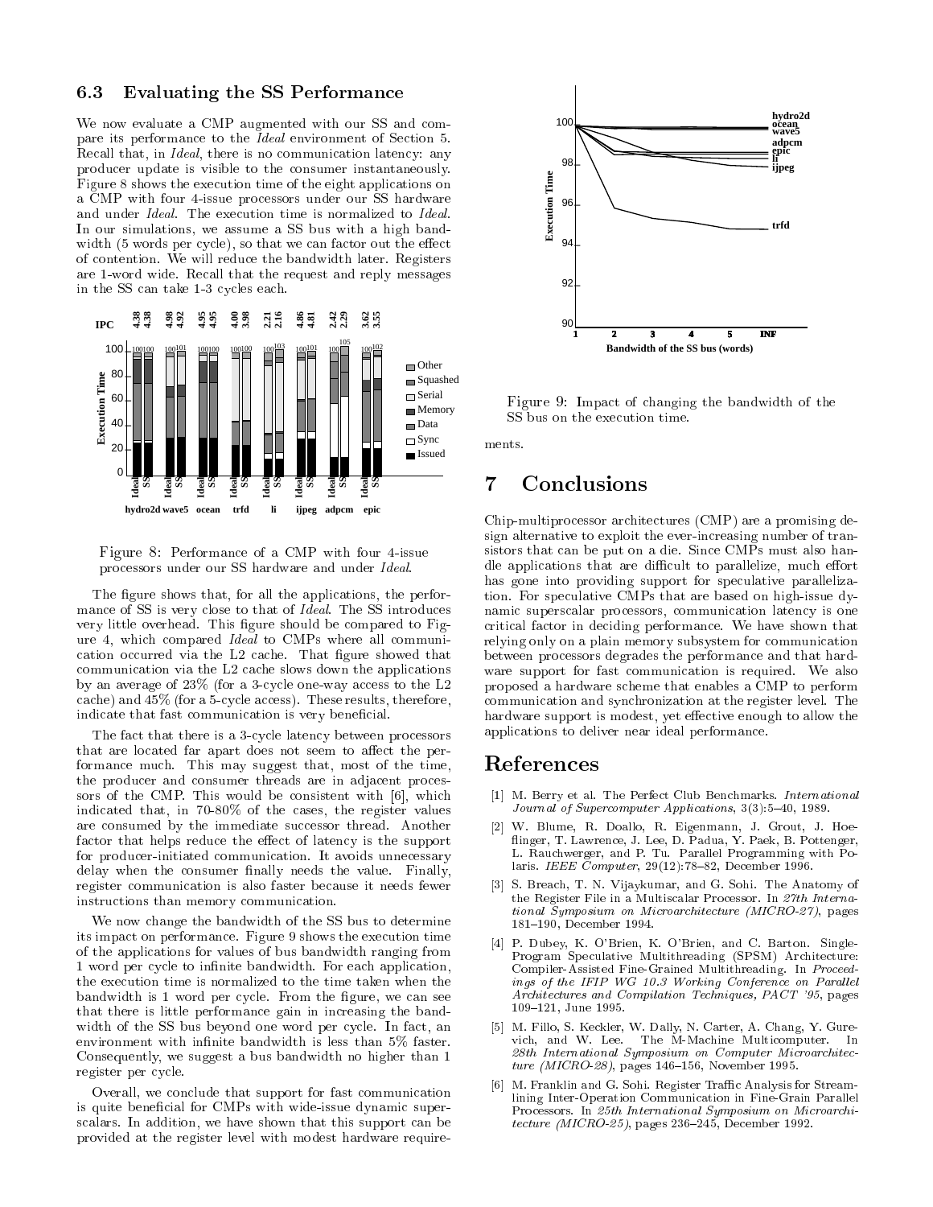### 6.3 Evaluating the SS Performance

We now evaluate a CMP augmented with our SS and compare its performance to the *Ideal* environment of Section 5. Recall that, in *Ideal*, there is no communication latency: any producer update is visible to the consumer instantaneously. Figure 8 shows the execution time of the eight applications on a CMP with four 4-issue processors under our SS hardware and under *Ideal*. The execution time is normalized to *Ideal*. In our simulations, we assume a SS bus with a high bandwidth (5 words per cycle), so that we can factor out the effect of contention. We will reduce the bandwidth later. Registers are 1-word wide. Recall that the request and reply messages in the SS can take 1-3 cycles each.

IPC
4.38 4.38
4.98 4.92
4.95 4.95
4.00 3.98
2.21 2.16
4.86 4.81
2.42 2.29
3.62 3.55

Execution Time
100 80 60 40 20 0
100 100 100 101 100 100 100 100 100 103 100 101 100 105 100 102
Ideal SS Ideal SS Ideal SS Ideal SS Ideal SS Ideal SS Ideal SS Ideal SS
hydro2d wave5 ocean trfd li ijpeg adpcm epic
Other
Squashed
Serial
Memory
Data
Sync
Issued

Figure 8: Performance of a CMP with four 4-issue processors under our SS hardware and under *Ideal*.

The figure shows that, for all the applications, the performance of SS is very close to that of *Ideal*. The SS introduces very little overhead. This figure should be compared to Figure 4, which compared *Ideal* to CMPs where all communication occurred via the L2 cache. That figure showed that communication via the L2 cache slows down the applications by an average of 23% (for a 3-cycle one-way access to the L2 cache) and 45% (for a 5-cycle access). These results, therefore, indicate that fast communication is very beneficial.

The fact that there is a 3-cycle latency between processors that are located far apart does not seem to affect the performance much. This may suggest that, most of the time, the producer and consumer threads are in adjacent processors of the CMP. This would be consistent with [6], which indicated that, in 70-80% of the cases, the register values are consumed by the immediate successor thread. Another factor that helps reduce the effect of latency is the support for producer-initiated communication. It avoids unnecessary delay when the consumer finally needs the value. Finally, register communication is also faster because it needs fewer instructions than memory communication.

We now change the bandwidth of the SS bus to determine its impact on performance. Figure 9 shows the execution time of the applications for values of bus bandwidth ranging from 1 word per cycle to infinite bandwidth. For each application, the execution time is normalized to the time taken when the bandwidth is 1 word per cycle. From the figure, we can see that there is little performance gain in increasing the bandwidth of the SS bus beyond one word per cycle. In fact, an environment with infinite bandwidth is less than 5% faster. Consequently, we suggest a bus bandwidth no higher than 1 register per cycle.

Overall, we conclude that support for fast communication is quite beneficial for CMPs with wide-issue dynamic superscalars. In addition, we have shown that this support can be provided at the register level with modest hardware requirements.

Execution Time
100 98 96 94 92 90
1 2 3 4 5 INF
Bandwidth of the SS bus (words)
hydro2d
ocean
wave5
adpcm
epic
li
ijpeg
trfd

Figure 9: Impact of changing the bandwidth of the SS bus on the execution time.

## 7 Conclusions

Chip-multiprocessor architectures (CMP) are a promising design alternative to exploit the ever-increasing number of transistors that can be put on a die. Since CMPs must also handle applications that are difficult to parallelize, much effort has gone into providing support for speculative parallelization. For speculative CMPs that are based on high-issue dynamic superscalar processors, communication latency is one critical factor in deciding performance. We have shown that relying only on a plain memory subsystem for communication between processors degrades the performance and that hardware support for fast communication is required. We also proposed a hardware scheme that enables a CMP to perform communication and synchronization at the register level. The hardware support is modest, yet effective enough to allow the applications to deliver near ideal performance.

## References

[1] M. Berry et al. The Perfect Club Benchmarks. *International Journal of Supercomputer Applications*, 3(3):5–40, 1989.

[2] W. Blume, R. Doallo, R. Eigenmann, J. Grout, J. Hoeflinger, T. Lawrence, J. Lee, D. Padua, Y. Paek, B. Pottenger, L. Rauchwerger, and P. Tu. Parallel Programming with Polaris. *IEEE Computer*, 29(12):78–82, December 1996.

[3] S. Breach, T. N. Vijaykumar, and G. Sohi. The Anatomy of the Register File in a Multiscalar Processor. In *27th International Symposium on Microarchitecture (MICRO-27)*, pages 181–190, December 1994.

[4] P. Dubey, K. O'Brien, K. O'Brien, and C. Barton. Single-Program Speculative Multithreading (SPSM) Architecture: Compiler-Assisted Fine-Grained Multithreading. In *Proceedings of the IFIP WG 10.3 Working Conference on Parallel Architectures and Compilation Techniques, PACT '95*, pages 109–121, June 1995.

[5] M. Fillo, S. Keckler, W. Dally, N. Carter, A. Chang, Y. Gurevich, and W. Lee. The M-Machine Multicomputer. In *28th International Symposium on Computer Microarchitecture (MICRO-28)*, pages 146–156, November 1995.

[6] M. Franklin and G. Sohi. Register Traffic Analysis for Streamlining Inter-Operation Communication in Fine-Grain Parallel Processors. In *25th International Symposium on Microarchitecture (MICRO-25)*, pages 236–245, December 1992.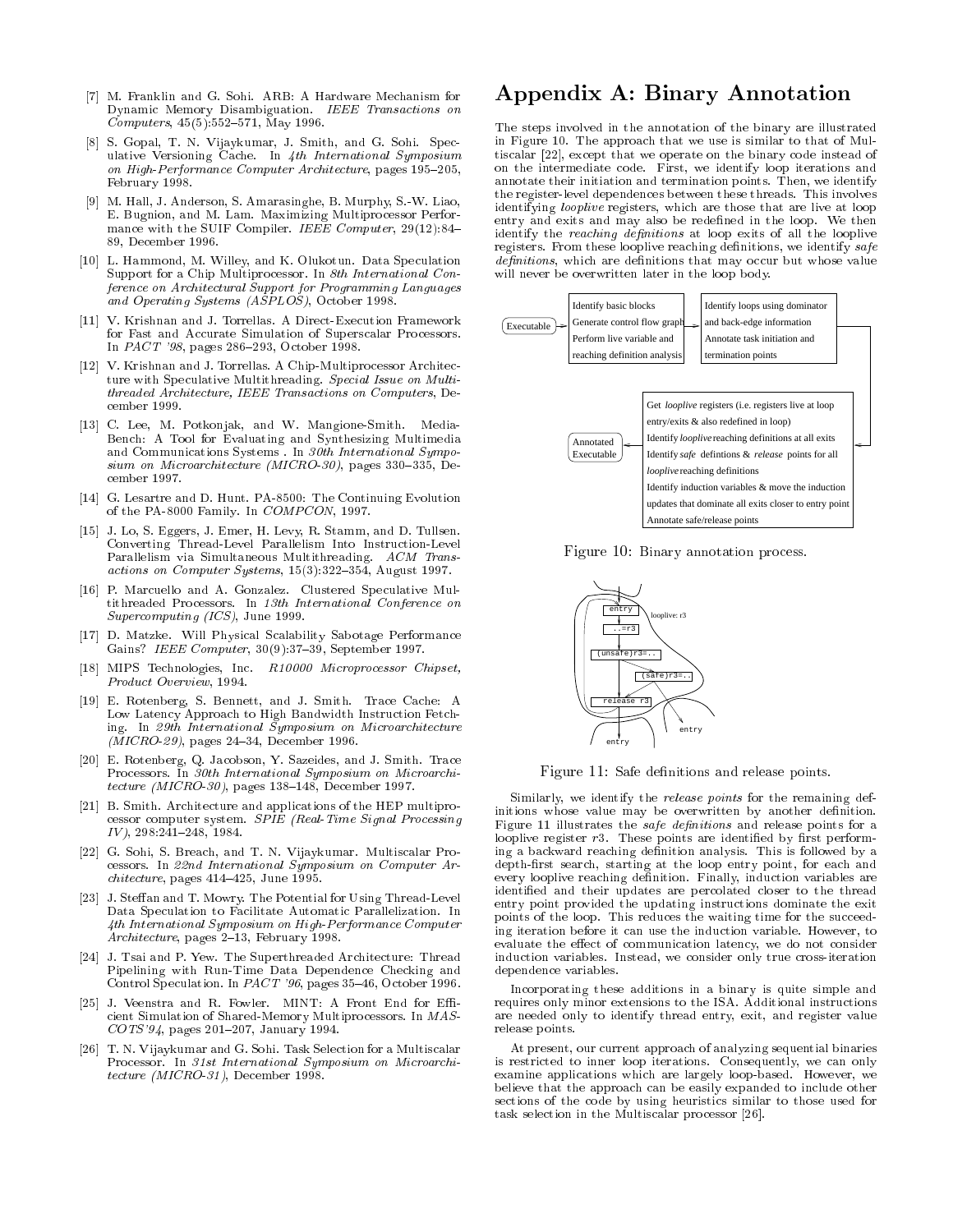[7] M. Franklin and G. Sohi. ARB: A Hardware Mechanism for Dynamic Memory Disambiguation. *IEEE Transactions on Computers*, 45(5):552–571, May 1996.

[8] S. Gopal, T. N. Vijaykumar, J. Smith, and G. Sohi. Speculative Versioning Cache. In *4th International Symposium on High-Performance Computer Architecture*, pages 195–205, February 1998.

[9] M. Hall, J. Anderson, S. Amarasinghe, B. Murphy, S.-W. Liao, E. Bugnion, and M. Lam. Maximizing Multiprocessor Performance with the SUIF Compiler. *IEEE Computer*, 29(12):84–89, December 1996.

[10] L. Hammond, M. Willey, and K. Olukotun. Data Speculation Support for a Chip Multiprocessor. In *8th International Conference on Architectural Support for Programming Languages and Operating Systems (ASPLOS)*, October 1998.

[11] V. Krishnan and J. Torrellas. A Direct-Execution Framework for Fast and Accurate Simulation of Superscalar Processors. In *PACT '98*, pages 286–293, October 1998.

[12] V. Krishnan and J. Torrellas. A Chip-Multiprocessor Architecture with Speculative Multithreading. *Special Issue on Multithreaded Architecture, IEEE Transactions on Computers*, December 1999.

[13] C. Lee, M. Potkonjak, and W. Mangione-Smith. MediaBench: A Tool for Evaluating and Synthesizing Multimedia and Communications Systems . In *30th International Symposium on Microarchitecture (MICRO-30)*, pages 330–335, December 1997.

[14] G. Lesartre and D. Hunt. PA-8500: The Continuing Evolution of the PA-8000 Family. In *COMPCON*, 1997.

[15] J. Lo, S. Eggers, J. Emer, H. Levy, R. Stamm, and D. Tullsen. Converting Thread-Level Parallelism Into Instruction-Level Parallelism via Simultaneous Multithreading. *ACM Transactions on Computer Systems*, 15(3):322–354, August 1997.

[16] P. Marcuello and A. Gonzalez. Clustered Speculative Multithreaded Processors. In *13th International Conference on Supercomputing (ICS)*, June 1999.

[17] D. Matzke. Will Physical Scalability Sabotage Performance Gains? *IEEE Computer*, 30(9):37–39, September 1997.

[18] MIPS Technologies, Inc. *R10000 Microprocessor Chipset, Product Overview*, 1994.

[19] E. Rotenberg, S. Bennett, and J. Smith. Trace Cache: A Low Latency Approach to High Bandwidth Instruction Fetching. In *29th International Symposium on Microarchitecture (MICRO-29)*, pages 24–34, December 1996.

[20] E. Rotenberg, Q. Jacobson, Y. Sazeides, and J. Smith. Trace Processors. In *30th International Symposium on Microarchitecture (MICRO-30)*, pages 138–148, December 1997.

[21] B. Smith. Architecture and applications of the HEP multiprocessor computer system. *SPIE (Real-Time Signal Processing IV)*, 298:241–248, 1984.

[22] G. Sohi, S. Breach, and T. N. Vijaykumar. Multiscalar Processors. In *22nd International Symposium on Computer Architecture*, pages 414–425, June 1995.

[23] J. Steffan and T. Mowry. The Potential for Using Thread-Level Data Speculation to Facilitate Automatic Parallelization. In *4th International Symposium on High-Performance Computer Architecture*, pages 2–13, February 1998.

[24] J. Tsai and P. Yew. The Superthreaded Architecture: Thread Pipelining with Run-Time Data Dependence Checking and Control Speculation. In *PACT '96*, pages 35–46, October 1996.

[25] J. Veenstra and R. Fowler. MINT: A Front End for Efficient Simulation of Shared-Memory Multiprocessors. In *MASCOTS'94*, pages 201–207, January 1994.

[26] T. N. Vijaykumar and G. Sohi. Task Selection for a Multiscalar Processor. In *31st International Symposium on Microarchitecture (MICRO-31)*, December 1998.

# Appendix A: Binary Annotation

The steps involved in the annotation of the binary are illustrated in Figure 10. The approach that we use is similar to that of Multiscalar [22], except that we operate on the binary code instead of on the intermediate code. First, we identify loop iterations and annotate their initiation and termination points. Then, we identify the register-level dependences between these threads. This involves identifying *looplive* registers, which are those that are live at loop entry and exits and may also be redefined in the loop. We then identify the *reaching definitions* at loop exits of all the looplive registers. From these looplive reaching definitions, we identify *safe definitions*, which are definitions that may occur but whose value will never be overwritten later in the loop body.

Executable

Identify basic blocks
Generate control flow graph
Perform live variable and
reaching definition analysis

Identify loops using dominator
and back-edge information
Annotate task initiation and
termination points

Get *looplive* registers (i.e. registers live at loop
entry/exits & also redefined in loop)
Identify *looplive* reaching definitions at all exits
Identify *safe* defintions & *release* points for all
*looplive* reaching definitions
Identify induction variables & move the induction
updates that dominate all exits closer to entry point
Annotate safe/release points

Annotated
Executable

Figure 10: Binary annotation process.

entry
looplive: r3
..=r3
(unsafe)r3=..
(safe)r3=..
release r3
entry
entry

Figure 11: Safe definitions and release points.

Similarly, we identify the *release points* for the remaining definitions whose value may be overwritten by another definition. Figure 11 illustrates the *safe definitions* and release points for a looplive register $r3$. These points are identified by first performing a backward reaching definition analysis. This is followed by a depth-first search, starting at the loop entry point, for each and every looplive reaching definition. Finally, induction variables are identified and their updates are percolated closer to the thread entry point provided the updating instructions dominate the exit points of the loop. This reduces the waiting time for the succeeding iteration before it can use the induction variable. However, to evaluate the effect of communication latency, we do not consider induction variables. Instead, we consider only true cross-iteration dependence variables.

Incorporating these additions in a binary is quite simple and requires only minor extensions to the ISA. Additional instructions are needed only to identify thread entry, exit, and register value release points.

At present, our current approach of analyzing sequential binaries is restricted to inner loop iterations. Consequently, we can only examine applications which are largely loop-based. However, we believe that the approach can be easily expanded to include other sections of the code by using heuristics similar to those used for task selection in the Multiscalar processor [26].